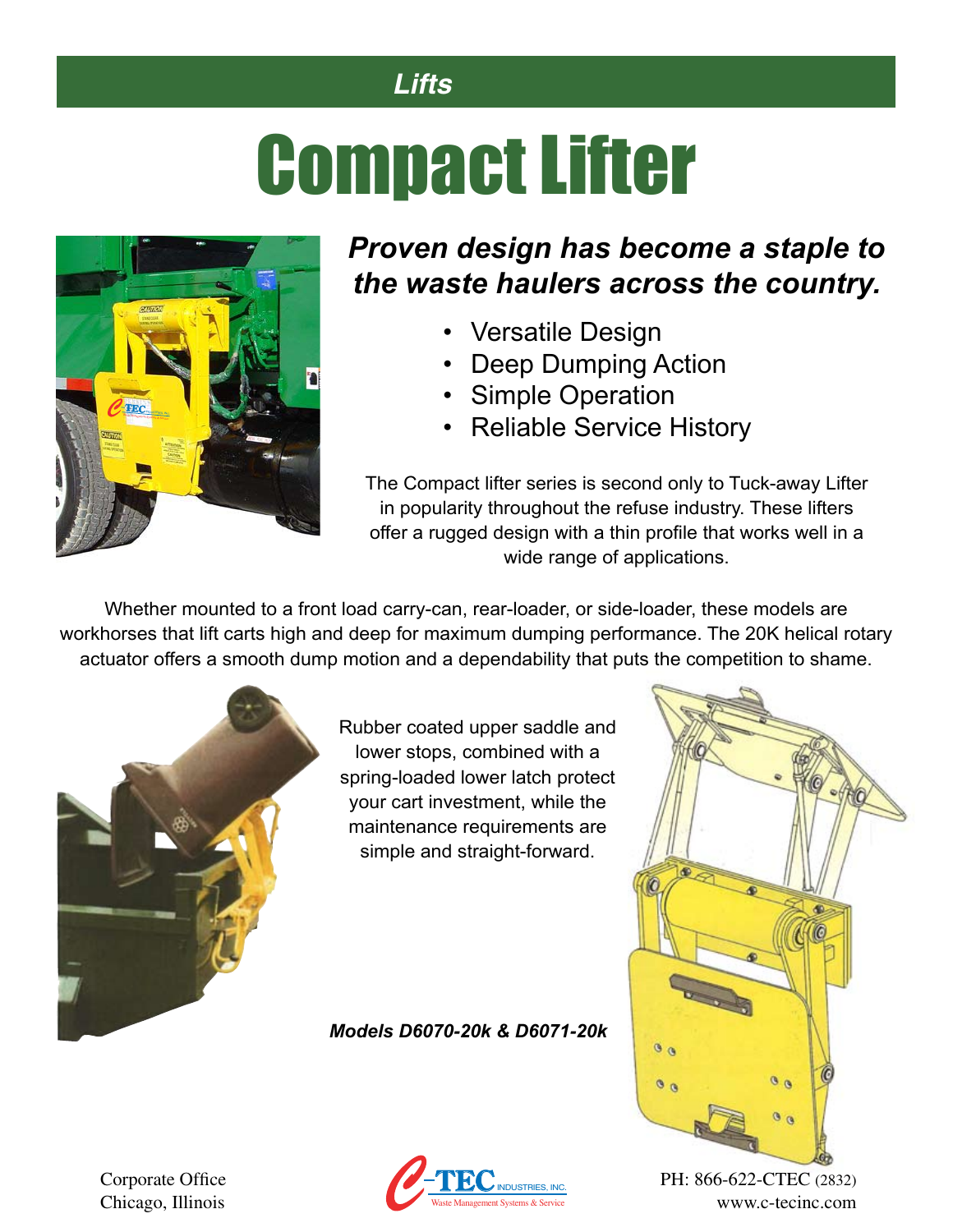Lifts

# Compact Lifter

## *Proven design has become a staple to the waste haulers across the country.*

- Versatile Design
- Deep Dumping Action
- Simple Operation
- Reliable Service History

The Compact lifter series is second only to Tuck-away Lifter in popularity throughout the refuse industry. These lifters offer a rugged design with a thin profile that works well in a wide range of applications.

Whether mounted to a front load carry-can, rear-loader, or side-loader, these models are workhorses that lift carts high and deep for maximum dumping performance. The 20K helical rotary actuator offers a smooth dump motion and a dependability that puts the competition to shame.

Rubber coated upper saddle and lower stops, combined with a spring-loaded lower latch protect your cart investment, while the maintenance requirements are simple and straight-forward.

***Models D6070-20k & D6071-20k***

Corporate Office
Chicago, Illinois

C-TEC INDUSTRIES, INC.
Waste Management Systems & Service

PH: 866-622-CTEC (2832)
www.c-tecinc.com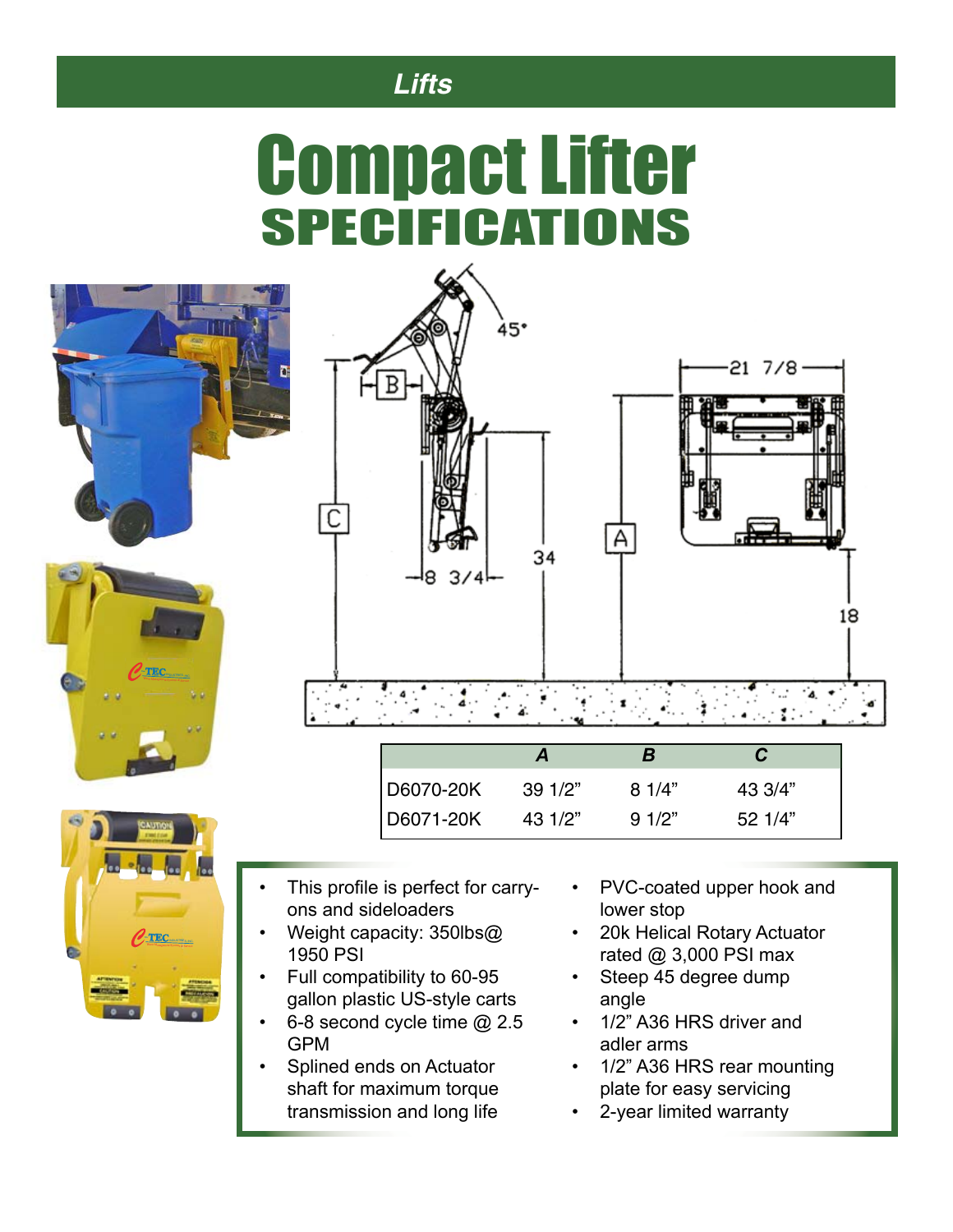## *Lifts*

# Compact Lifter
# SPECIFICATIONS

45°

B

21 7/8

C

A

34

8 3/4

18

| | A | B | C |
|---|---|---|---|
| D6070-20K | 39 1/2" | 8 1/4" | 43 3/4" |
| D6071-20K | 43 1/2" | 9 1/2" | 52 1/4" |

- This profile is perfect for carry-ons and sideloaders
- Weight capacity: 350lbs@ 1950 PSI
- Full compatibility to 60-95 gallon plastic US-style carts
- 6-8 second cycle time @ 2.5 GPM
- Splined ends on Actuator shaft for maximum torque transmission and long life
- PVC-coated upper hook and lower stop
- 20k Helical Rotary Actuator rated @ 3,000 PSI max
- Steep 45 degree dump angle
- 1/2" A36 HRS driver and adler arms
- 1/2" A36 HRS rear mounting plate for easy servicing
- 2-year limited warranty